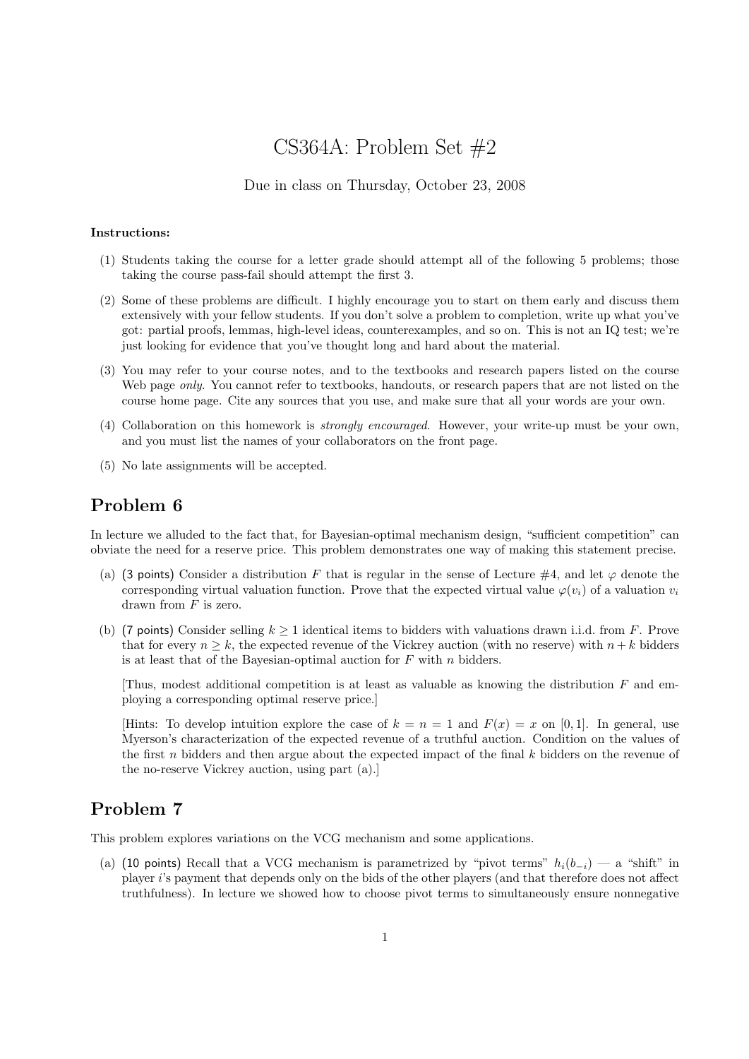# CS364A: Problem Set #2

Due in class on Thursday, October 23, 2008

**Instructions:**

(1) Students taking the course for a letter grade should attempt all of the following 5 problems; those taking the course pass-fail should attempt the first 3.

(2) Some of these problems are difficult. I highly encourage you to start on them early and discuss them extensively with your fellow students. If you don't solve a problem to completion, write up what you've got: partial proofs, lemmas, high-level ideas, counterexamples, and so on. This is not an IQ test; we're just looking for evidence that you've thought long and hard about the material.

(3) You may refer to your course notes, and to the textbooks and research papers listed on the course Web page *only*. You cannot refer to textbooks, handouts, or research papers that are not listed on the course home page. Cite any sources that you use, and make sure that all your words are your own.

(4) Collaboration on this homework is *strongly encouraged*. However, your write-up must be your own, and you must list the names of your collaborators on the front page.

(5) No late assignments will be accepted.

## Problem 6

In lecture we alluded to the fact that, for Bayesian-optimal mechanism design, "sufficient competition" can obviate the need for a reserve price. This problem demonstrates one way of making this statement precise.

(a) (3 points) Consider a distribution $F$ that is regular in the sense of Lecture #4, and let $\varphi$ denote the corresponding virtual valuation function. Prove that the expected virtual value $\varphi(v_i)$ of a valuation $v_i$ drawn from $F$ is zero.

(b) (7 points) Consider selling $k \geq 1$ identical items to bidders with valuations drawn i.i.d. from $F$. Prove that for every $n \geq k$, the expected revenue of the Vickrey auction (with no reserve) with $n + k$ bidders is at least that of the Bayesian-optimal auction for $F$ with $n$ bidders.

[Thus, modest additional competition is at least as valuable as knowing the distribution $F$ and employing a corresponding optimal reserve price.]

[Hints: To develop intuition explore the case of $k = n = 1$ and $F(x) = x$ on $[0, 1]$. In general, use Myerson's characterization of the expected revenue of a truthful auction. Condition on the values of the first $n$ bidders and then argue about the expected impact of the final $k$ bidders on the revenue of the no-reserve Vickrey auction, using part (a).]

## Problem 7

This problem explores variations on the VCG mechanism and some applications.

(a) (10 points) Recall that a VCG mechanism is parametrized by "pivot terms" $h_i(b_{-i})$ — a "shift" in player $i$'s payment that depends only on the bids of the other players (and that therefore does not affect truthfulness). In lecture we showed how to choose pivot terms to simultaneously ensure nonnegative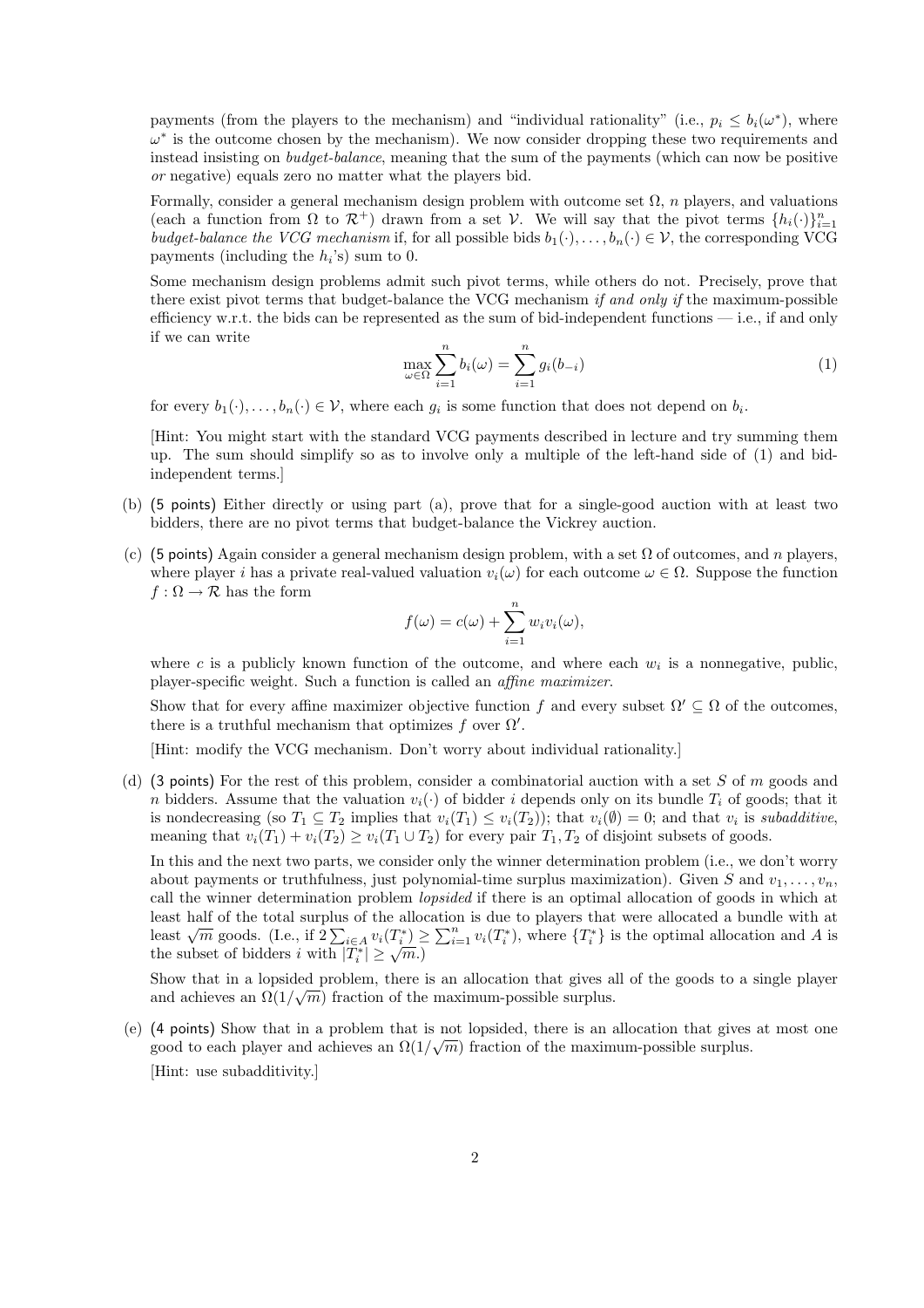payments (from the players to the mechanism) and "individual rationality" (i.e., $p_i \le b_i(\omega^*)$, where $\omega^*$ is the outcome chosen by the mechanism). We now consider dropping these two requirements and instead insisting on *budget-balance*, meaning that the sum of the payments (which can now be positive *or* negative) equals zero no matter what the players bid.

Formally, consider a general mechanism design problem with outcome set $\Omega$, $n$ players, and valuations (each a function from $\Omega$ to $\mathcal{R}^+$) drawn from a set $\mathcal{V}$. We will say that the pivot terms $\{h_i(\cdot)\}_{i=1}^n$ *budget-balance the VCG mechanism* if, for all possible bids $b_1(\cdot), \ldots, b_n(\cdot) \in \mathcal{V}$, the corresponding VCG payments (including the $h_i$'s) sum to 0.

Some mechanism design problems admit such pivot terms, while others do not. Precisely, prove that there exist pivot terms that budget-balance the VCG mechanism *if and only if* the maximum-possible efficiency w.r.t. the bids can be represented as the sum of bid-independent functions — i.e., if and only if we can write

$$\max_{\omega \in \Omega} \sum_{i=1}^{n} b_i(\omega) = \sum_{i=1}^{n} g_i(b_{-i}) \tag{1}$$

for every $b_1(\cdot), \ldots, b_n(\cdot) \in \mathcal{V}$, where each $g_i$ is some function that does not depend on $b_i$.

[Hint: You might start with the standard VCG payments described in lecture and try summing them up. The sum should simplify so as to involve only a multiple of the left-hand side of (1) and bid-independent terms.]

(b) (5 points) Either directly or using part (a), prove that for a single-good auction with at least two bidders, there are no pivot terms that budget-balance the Vickrey auction.

(c) (5 points) Again consider a general mechanism design problem, with a set $\Omega$ of outcomes, and $n$ players, where player $i$ has a private real-valued valuation $v_i(\omega)$ for each outcome $\omega \in \Omega$. Suppose the function $f : \Omega \to \mathcal{R}$ has the form

$$f(\omega) = c(\omega) + \sum_{i=1}^{n} w_i v_i(\omega),$$

where $c$ is a publicly known function of the outcome, and where each $w_i$ is a nonnegative, public, player-specific weight. Such a function is called an *affine maximizer*.

Show that for every affine maximizer objective function $f$ and every subset $\Omega' \subseteq \Omega$ of the outcomes, there is a truthful mechanism that optimizes $f$ over $\Omega'$.

[Hint: modify the VCG mechanism. Don't worry about individual rationality.]

(d) (3 points) For the rest of this problem, consider a combinatorial auction with a set $S$ of $m$ goods and $n$ bidders. Assume that the valuation $v_i(\cdot)$ of bidder $i$ depends only on its bundle $T_i$ of goods; that it is nondecreasing (so $T_1 \subseteq T_2$ implies that $v_i(T_1) \le v_i(T_2)$); that $v_i(\emptyset) = 0$; and that $v_i$ is *subadditive*, meaning that $v_i(T_1) + v_i(T_2) \ge v_i(T_1 \cup T_2)$ for every pair $T_1, T_2$ of disjoint subsets of goods.

In this and the next two parts, we consider only the winner determination problem (i.e., we don't worry about payments or truthfulness, just polynomial-time surplus maximization). Given $S$ and $v_1, \ldots, v_n$, call the winner determination problem *lopsided* if there is an optimal allocation of goods in which at least half of the total surplus of the allocation is due to players that were allocated a bundle with at least $\sqrt{m}$ goods. (I.e., if $2\sum_{i \in A} v_i(T_i^*) \ge \sum_{i=1}^{n} v_i(T_i^*)$, where $\{T_i^*\}$ is the optimal allocation and $A$ is the subset of bidders $i$ with $|T_i^*| \ge \sqrt{m}$.)

Show that in a lopsided problem, there is an allocation that gives all of the goods to a single player and achieves an $\Omega(1/\sqrt{m})$ fraction of the maximum-possible surplus.

(e) (4 points) Show that in a problem that is not lopsided, there is an allocation that gives at most one good to each player and achieves an $\Omega(1/\sqrt{m})$ fraction of the maximum-possible surplus.

[Hint: use subadditivity.]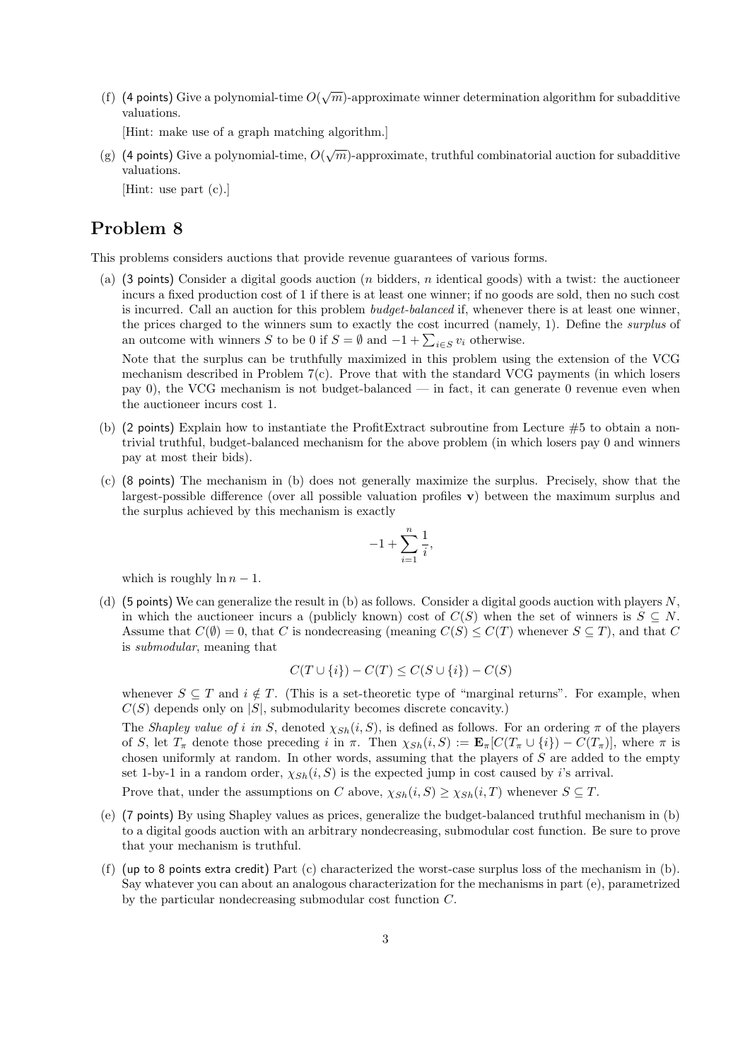(f) (4 points) Give a polynomial-time $O(\sqrt{m})$-approximate winner determination algorithm for subadditive valuations.

[Hint: make use of a graph matching algorithm.]

(g) (4 points) Give a polynomial-time, $O(\sqrt{m})$-approximate, truthful combinatorial auction for subadditive valuations.

[Hint: use part (c).]

## Problem 8

This problems considers auctions that provide revenue guarantees of various forms.

(a) (3 points) Consider a digital goods auction ($n$ bidders, $n$ identical goods) with a twist: the auctioneer incurs a fixed production cost of 1 if there is at least one winner; if no goods are sold, then no such cost is incurred. Call an auction for this problem *budget-balanced* if, whenever there is at least one winner, the prices charged to the winners sum to exactly the cost incurred (namely, 1). Define the *surplus* of an outcome with winners $S$ to be 0 if $S = \emptyset$ and $-1 + \sum_{i \in S} v_i$ otherwise.

Note that the surplus can be truthfully maximized in this problem using the extension of the VCG mechanism described in Problem 7(c). Prove that with the standard VCG payments (in which losers pay 0), the VCG mechanism is not budget-balanced — in fact, it can generate 0 revenue even when the auctioneer incurs cost 1.

(b) (2 points) Explain how to instantiate the ProfitExtract subroutine from Lecture #5 to obtain a non-trivial truthful, budget-balanced mechanism for the above problem (in which losers pay 0 and winners pay at most their bids).

(c) (8 points) The mechanism in (b) does not generally maximize the surplus. Precisely, show that the largest-possible difference (over all possible valuation profiles $\mathbf{v}$) between the maximum surplus and the surplus achieved by this mechanism is exactly

$$-1 + \sum_{i=1}^{n} \frac{1}{i},$$

which is roughly $\ln n - 1$.

(d) (5 points) We can generalize the result in (b) as follows. Consider a digital goods auction with players $N$, in which the auctioneer incurs a (publicly known) cost of $C(S)$ when the set of winners is $S \subseteq N$. Assume that $C(\emptyset) = 0$, that $C$ is nondecreasing (meaning $C(S) \leq C(T)$ whenever $S \subseteq T$), and that $C$ is *submodular*, meaning that

$$C(T \cup \{i\}) - C(T) \leq C(S \cup \{i\}) - C(S)$$

whenever $S \subseteq T$ and $i \notin T$. (This is a set-theoretic type of "marginal returns". For example, when $C(S)$ depends only on $|S|$, submodularity becomes discrete concavity.)

The *Shapley value of $i$ in $S$*, denoted $\chi_{Sh}(i, S)$, is defined as follows. For an ordering $\pi$ of the players of $S$, let $T_\pi$ denote those preceding $i$ in $\pi$. Then $\chi_{Sh}(i, S) := \mathbf{E}_\pi[C(T_\pi \cup \{i\}) - C(T_\pi)]$, where $\pi$ is chosen uniformly at random. In other words, assuming that the players of $S$ are added to the empty set 1-by-1 in a random order, $\chi_{Sh}(i, S)$ is the expected jump in cost caused by $i$'s arrival.

Prove that, under the assumptions on $C$ above, $\chi_{Sh}(i, S) \geq \chi_{Sh}(i, T)$ whenever $S \subseteq T$.

(e) (7 points) By using Shapley values as prices, generalize the budget-balanced truthful mechanism in (b) to a digital goods auction with an arbitrary nondecreasing, submodular cost function. Be sure to prove that your mechanism is truthful.

(f) (up to 8 points extra credit) Part (c) characterized the worst-case surplus loss of the mechanism in (b). Say whatever you can about an analogous characterization for the mechanisms in part (e), parametrized by the particular nondecreasing submodular cost function $C$.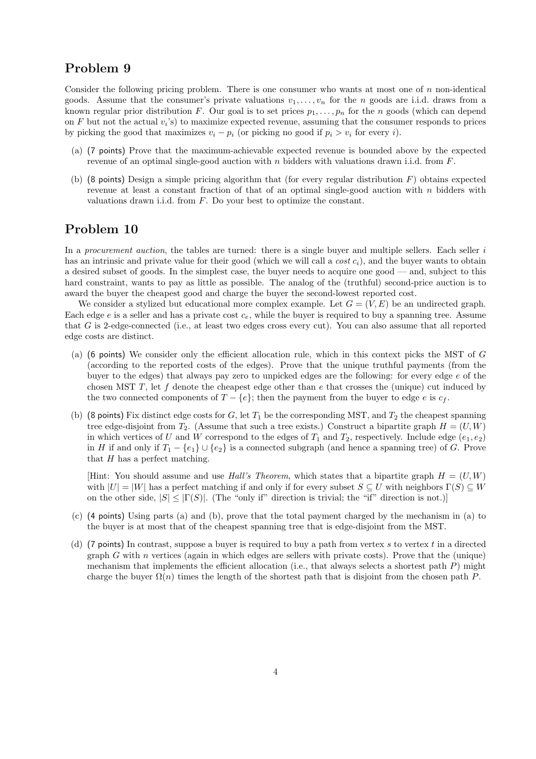## Problem 9

Consider the following pricing problem. There is one consumer who wants at most one of $n$ non-identical goods. Assume that the consumer's private valuations $v_1, \ldots, v_n$ for the $n$ goods are i.i.d. draws from a known regular prior distribution $F$. Our goal is to set prices $p_1, \ldots, p_n$ for the $n$ goods (which can depend on $F$ but not the actual $v_i$'s) to maximize expected revenue, assuming that the consumer responds to prices by picking the good that maximizes $v_i - p_i$ (or picking no good if $p_i > v_i$ for every $i$).

(a) (7 points) Prove that the maximum-achievable expected revenue is bounded above by the expected revenue of an optimal single-good auction with $n$ bidders with valuations drawn i.i.d. from $F$.

(b) (8 points) Design a simple pricing algorithm that (for every regular distribution $F$) obtains expected revenue at least a constant fraction of that of an optimal single-good auction with $n$ bidders with valuations drawn i.i.d. from $F$. Do your best to optimize the constant.

## Problem 10

In a *procurement auction*, the tables are turned: there is a single buyer and multiple sellers. Each seller $i$ has an intrinsic and private value for their good (which we will call a *cost* $c_i$), and the buyer wants to obtain a desired subset of goods. In the simplest case, the buyer needs to acquire one good — and, subject to this hard constraint, wants to pay as little as possible. The analog of the (truthful) second-price auction is to award the buyer the cheapest good and charge the buyer the second-lowest reported cost.

We consider a stylized but educational more complex example. Let $G = (V, E)$ be an undirected graph. Each edge $e$ is a seller and has a private cost $c_e$, while the buyer is required to buy a spanning tree. Assume that $G$ is 2-edge-connected (i.e., at least two edges cross every cut). You can also assume that all reported edge costs are distinct.

(a) (6 points) We consider only the efficient allocation rule, which in this context picks the MST of $G$ (according to the reported costs of the edges). Prove that the unique truthful payments (from the buyer to the edges) that always pay zero to unpicked edges are the following: for every edge $e$ of the chosen MST $T$, let $f$ denote the cheapest edge other than $e$ that crosses the (unique) cut induced by the two connected components of $T - \{e\}$; then the payment from the buyer to edge $e$ is $c_f$.

(b) (8 points) Fix distinct edge costs for $G$, let $T_1$ be the corresponding MST, and $T_2$ the cheapest spanning tree edge-disjoint from $T_2$. (Assume that such a tree exists.) Construct a bipartite graph $H = (U, W)$ in which vertices of $U$ and $W$ correspond to the edges of $T_1$ and $T_2$, respectively. Include edge $(e_1, e_2)$ in $H$ if and only if $T_1 - \{e_1\} \cup \{e_2\}$ is a connected subgraph (and hence a spanning tree) of $G$. Prove that $H$ has a perfect matching.

[Hint: You should assume and use *Hall's Theorem*, which states that a bipartite graph $H = (U, W)$ with $|U| = |W|$ has a perfect matching if and only if for every subset $S \subseteq U$ with neighbors $\Gamma(S) \subseteq W$ on the other side, $|S| \leq |\Gamma(S)|$. (The "only if" direction is trivial; the "if" direction is not.)]

(c) (4 points) Using parts (a) and (b), prove that the total payment charged by the mechanism in (a) to the buyer is at most that of the cheapest spanning tree that is edge-disjoint from the MST.

(d) (7 points) In contrast, suppose a buyer is required to buy a path from vertex $s$ to vertex $t$ in a directed graph $G$ with $n$ vertices (again in which edges are sellers with private costs). Prove that the (unique) mechanism that implements the efficient allocation (i.e., that always selects a shortest path $P$) might charge the buyer $\Omega(n)$ times the length of the shortest path that is disjoint from the chosen path $P$.